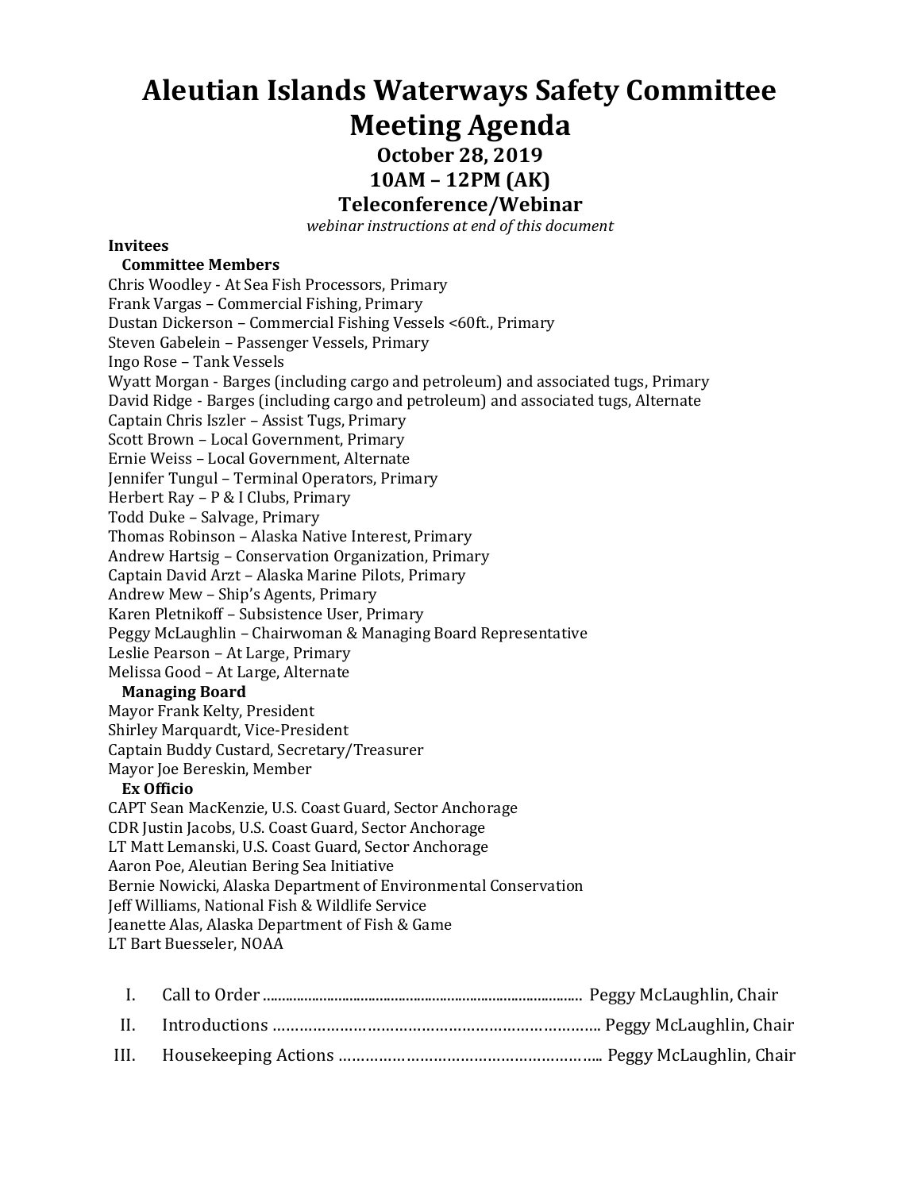# Aleutian Islands Waterways Safety Committee Meeting Agenda

## October 28, 2019

## 10AM – 12PM (AK)

## Teleconference/Webinar

*webinar instructions at end of this document*

**Invitees**

**Committee Members**

Chris Woodley - At Sea Fish Processors, Primary
Frank Vargas – Commercial Fishing, Primary
Dustan Dickerson – Commercial Fishing Vessels <60ft., Primary
Steven Gabelein – Passenger Vessels, Primary
Ingo Rose – Tank Vessels
Wyatt Morgan - Barges (including cargo and petroleum) and associated tugs, Primary
David Ridge - Barges (including cargo and petroleum) and associated tugs, Alternate
Captain Chris Iszler – Assist Tugs, Primary
Scott Brown – Local Government, Primary
Ernie Weiss – Local Government, Alternate
Jennifer Tungul – Terminal Operators, Primary
Herbert Ray – P & I Clubs, Primary
Todd Duke – Salvage, Primary
Thomas Robinson – Alaska Native Interest, Primary
Andrew Hartsig – Conservation Organization, Primary
Captain David Arzt – Alaska Marine Pilots, Primary
Andrew Mew – Ship's Agents, Primary
Karen Pletnikoff – Subsistence User, Primary
Peggy McLaughlin – Chairwoman & Managing Board Representative
Leslie Pearson – At Large, Primary
Melissa Good – At Large, Alternate

**Managing Board**

Mayor Frank Kelty, President
Shirley Marquardt, Vice-President
Captain Buddy Custard, Secretary/Treasurer
Mayor Joe Bereskin, Member

**Ex Officio**

CAPT Sean MacKenzie, U.S. Coast Guard, Sector Anchorage
CDR Justin Jacobs, U.S. Coast Guard, Sector Anchorage
LT Matt Lemanski, U.S. Coast Guard, Sector Anchorage
Aaron Poe, Aleutian Bering Sea Initiative
Bernie Nowicki, Alaska Department of Environmental Conservation
Jeff Williams, National Fish & Wildlife Service
Jeanette Alas, Alaska Department of Fish & Game
LT Bart Buesseler, NOAA

I. Call to Order .................................................................................... Peggy McLaughlin, Chair

II. Introductions ………………………………………………………………….. Peggy McLaughlin, Chair

III. Housekeeping Actions ………………………………………………... Peggy McLaughlin, Chair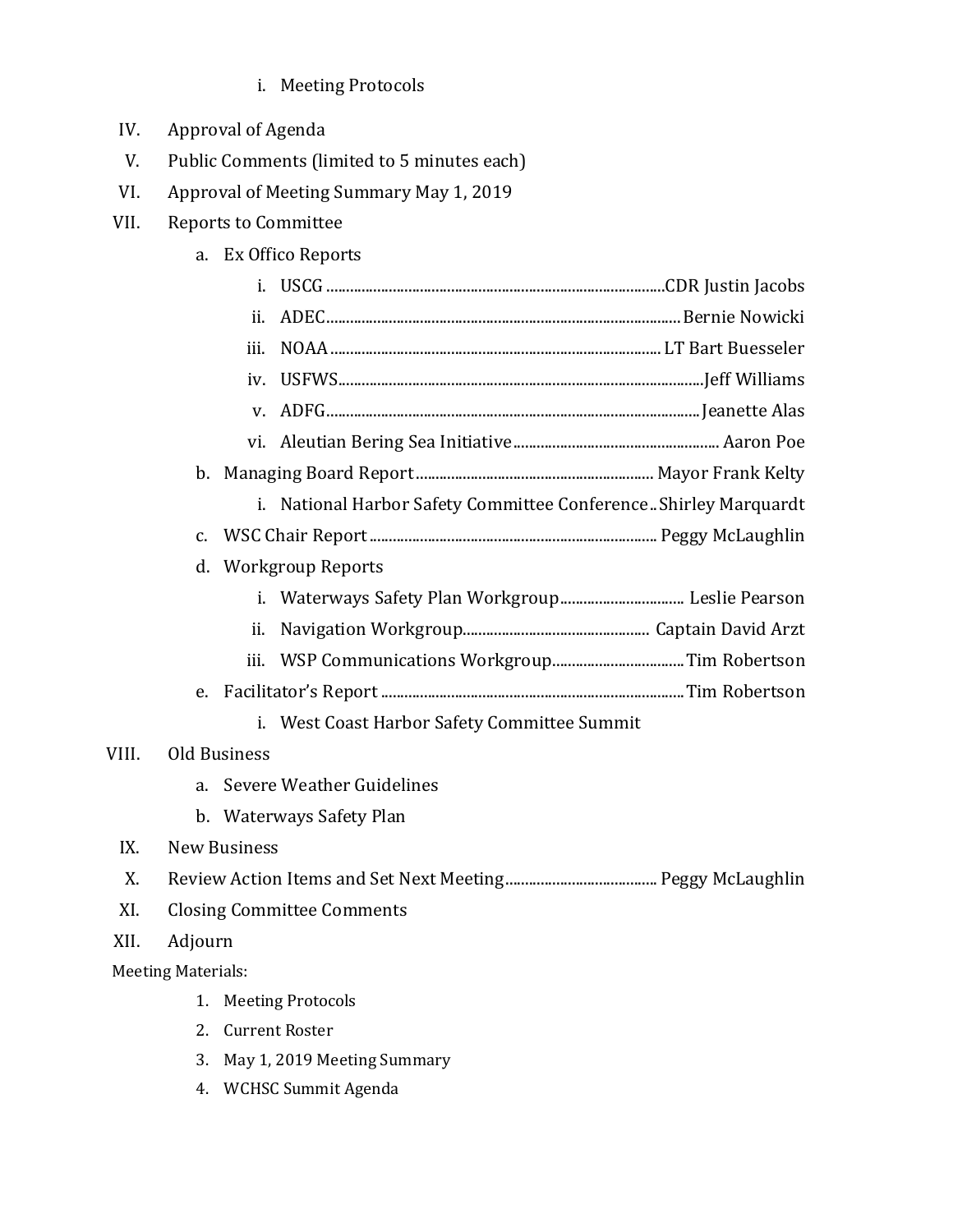i. Meeting Protocols

IV. Approval of Agenda

V. Public Comments (limited to 5 minutes each)

VI. Approval of Meeting Summary May 1, 2019

VII. Reports to Committee

- a. Ex Offico Reports
  - i. USCG ........................................................................ CDR Justin Jacobs
  - ii. ADEC ........................................................................ Bernie Nowicki
  - iii. NOAA ........................................................................ LT Bart Buesseler
  - iv. USFWS ........................................................................ Jeff Williams
  - v. ADFG ........................................................................ Jeanette Alas
  - vi. Aleutian Bering Sea Initiative ........................................ Aaron Poe
- b. Managing Board Report ........................................................ Mayor Frank Kelty
  - i. National Harbor Safety Committee Conference .. Shirley Marquardt
- c. WSC Chair Report ........................................................ Peggy McLaughlin
- d. Workgroup Reports
  - i. Waterways Safety Plan Workgroup ................................ Leslie Pearson
  - ii. Navigation Workgroup ................................................ Captain David Arzt
  - iii. WSP Communications Workgroup .................................. Tim Robertson
- e. Facilitator's Report ........................................................ Tim Robertson
  - i. West Coast Harbor Safety Committee Summit

VIII. Old Business

- a. Severe Weather Guidelines
- b. Waterways Safety Plan

IX. New Business

X. Review Action Items and Set Next Meeting ........................................ Peggy McLaughlin

XI. Closing Committee Comments

XII. Adjourn

Meeting Materials:

1. Meeting Protocols
2. Current Roster
3. May 1, 2019 Meeting Summary
4. WCHSC Summit Agenda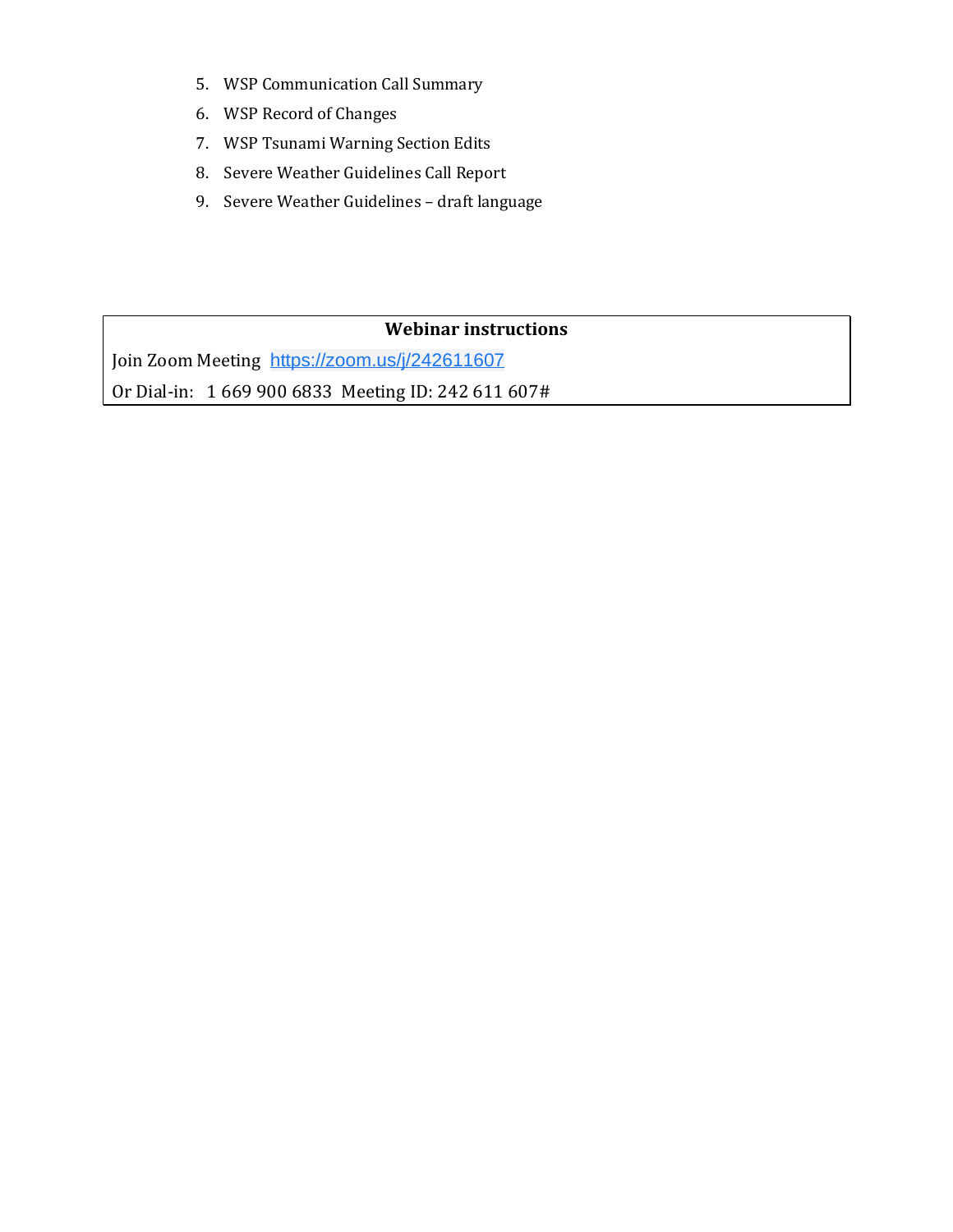5. WSP Communication Call Summary
6. WSP Record of Changes
7. WSP Tsunami Warning Section Edits
8. Severe Weather Guidelines Call Report
9. Severe Weather Guidelines – draft language

| **Webinar instructions** |
| --- |
| Join Zoom Meeting https://zoom.us/j/242611607 |
| Or Dial-in: 1 669 900 6833 Meeting ID: 242 611 607# |